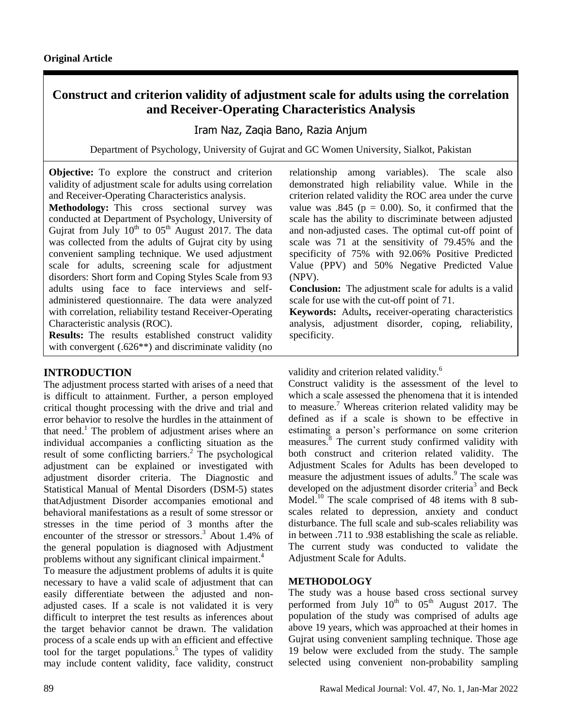**Original Article**

# Construct and criterion validity of adjustment scale for adults using the correlation and Receiver-Operating Characteristics Analysis

Iram Naz, Zaqia Bano, Razia Anjum

Department of Psychology, University of Gujrat and GC Women University, Sialkot, Pakistan

**Objective:** To explore the construct and criterion validity of adjustment scale for adults using correlation and Receiver-Operating Characteristics analysis.

**Methodology:** This cross sectional survey was conducted at Department of Psychology, University of Gujrat from July 10th to 05th August 2017. The data was collected from the adults of Gujrat city by using convenient sampling technique. We used adjustment scale for adults, screening scale for adjustment disorders: Short form and Coping Styles Scale from 93 adults using face to face interviews and self-administered questionnaire. The data were analyzed with correlation, reliability testand Receiver-Operating Characteristic analysis (ROC).

**Results:** The results established construct validity with convergent (.626**) and discriminate validity (no relationship among variables). The scale also demonstrated high reliability value. While in the criterion related validity the ROC area under the curve value was .845 ($p = 0.00$). So, it confirmed that the scale has the ability to discriminate between adjusted and non-adjusted cases. The optimal cut-off point of scale was 71 at the sensitivity of 79.45% and the specificity of 75% with 92.06% Positive Predicted Value (PPV) and 50% Negative Predicted Value (NPV).

**Conclusion:** The adjustment scale for adults is a valid scale for use with the cut-off point of 71.

**Keywords:** Adults**,** receiver-operating characteristics analysis, adjustment disorder, coping, reliability, specificity.

## INTRODUCTION

The adjustment process started with arises of a need that is difficult to attainment. Further, a person employed critical thought processing with the drive and trial and error behavior to resolve the hurdles in the attainment of that need.[1] The problem of adjustment arises where an individual accompanies a conflicting situation as the result of some conflicting barriers.[2] The psychological adjustment can be explained or investigated with adjustment disorder criteria. The Diagnostic and Statistical Manual of Mental Disorders (DSM-5) states thatAdjustment Disorder accompanies emotional and behavioral manifestations as a result of some stressor or stresses in the time period of 3 months after the encounter of the stressor or stressors.[3] About 1.4% of the general population is diagnosed with Adjustment problems without any significant clinical impairment.[4]

To measure the adjustment problems of adults it is quite necessary to have a valid scale of adjustment that can easily differentiate between the adjusted and non-adjusted cases. If a scale is not validated it is very difficult to interpret the test results as inferences about the target behavior cannot be drawn. The validation process of a scale ends up with an efficient and effective tool for the target populations.[5] The types of validity may include content validity, face validity, construct validity and criterion related validity.[6]

Construct validity is the assessment of the level to which a scale assessed the phenomena that it is intended to measure.[7] Whereas criterion related validity may be defined as if a scale is shown to be effective in estimating a person's performance on some criterion measures.[8] The current study confirmed validity with both construct and criterion related validity. The Adjustment Scales for Adults has been developed to measure the adjustment issues of adults.[9] The scale was developed on the adjustment disorder criteria[3] and Beck Model.[10] The scale comprised of 48 items with 8 sub-scales related to depression, anxiety and conduct disturbance. The full scale and sub-scales reliability was in between .711 to .938 establishing the scale as reliable. The current study was conducted to validate the Adjustment Scale for Adults.

## METHODOLOGY

The study was a house based cross sectional survey performed from July 10th to 05th August 2017. The population of the study was comprised of adults age above 19 years, which was approached at their homes in Gujrat using convenient sampling technique. Those age 19 below were excluded from the study. The sample selected using convenient non-probability sampling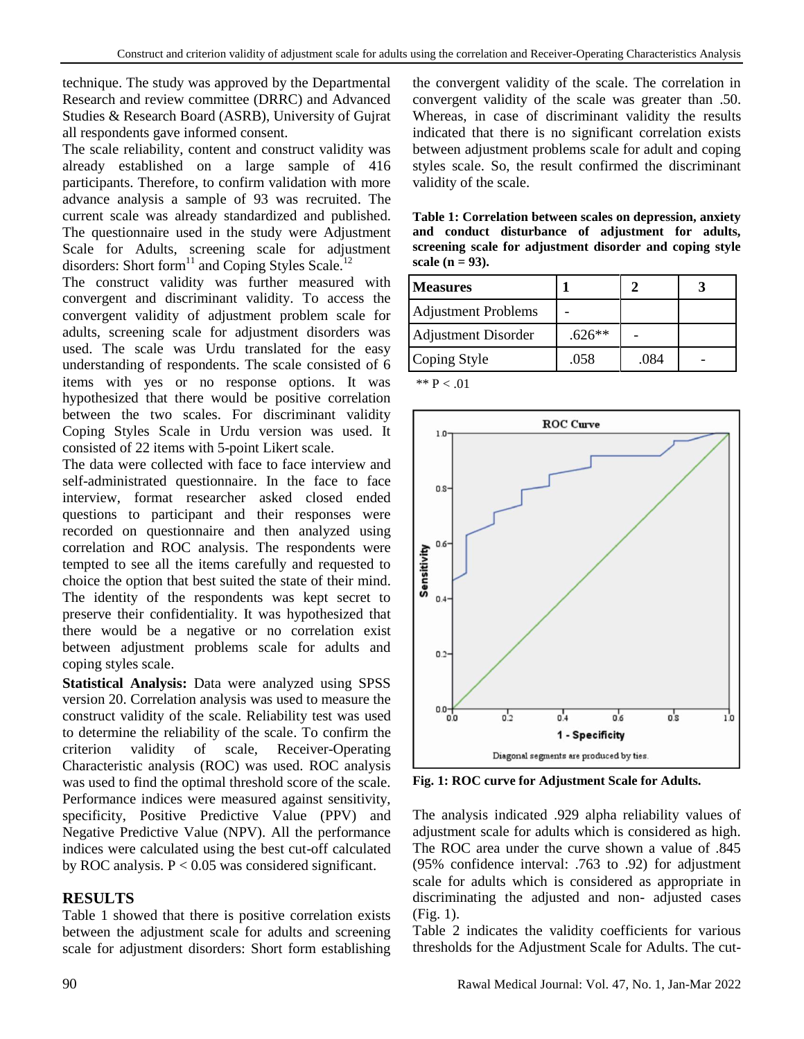technique. The study was approved by the Departmental Research and review committee (DRRC) and Advanced Studies & Research Board (ASRB), University of Gujrat all respondents gave informed consent.

The scale reliability, content and construct validity was already established on a large sample of 416 participants. Therefore, to confirm validation with more advance analysis a sample of 93 was recruited. The current scale was already standardized and published. The questionnaire used in the study were Adjustment Scale for Adults, screening scale for adjustment disorders: Short form[11] and Coping Styles Scale.[12]

The construct validity was further measured with convergent and discriminant validity. To access the convergent validity of adjustment problem scale for adults, screening scale for adjustment disorders was used. The scale was Urdu translated for the easy understanding of respondents. The scale consisted of 6 items with yes or no response options. It was hypothesized that there would be positive correlation between the two scales. For discriminant validity Coping Styles Scale in Urdu version was used. It consisted of 22 items with 5-point Likert scale.

The data were collected with face to face interview and self-administrated questionnaire. In the face to face interview, format researcher asked closed ended questions to participant and their responses were recorded on questionnaire and then analyzed using correlation and ROC analysis. The respondents were tempted to see all the items carefully and requested to choice the option that best suited the state of their mind. The identity of the respondents was kept secret to preserve their confidentiality. It was hypothesized that there would be a negative or no correlation exist between adjustment problems scale for adults and coping styles scale.

**Statistical Analysis:** Data were analyzed using SPSS version 20. Correlation analysis was used to measure the construct validity of the scale. Reliability test was used to determine the reliability of the scale. To confirm the criterion validity of scale, Receiver-Operating Characteristic analysis (ROC) was used. ROC analysis was used to find the optimal threshold score of the scale. Performance indices were measured against sensitivity, specificity, Positive Predictive Value (PPV) and Negative Predictive Value (NPV). All the performance indices were calculated using the best cut-off calculated by ROC analysis. $P < 0.05$ was considered significant.

## RESULTS

Table 1 showed that there is positive correlation exists between the adjustment scale for adults and screening scale for adjustment disorders: Short form establishing the convergent validity of the scale. The correlation in convergent validity of the scale was greater than .50. Whereas, in case of discriminant validity the results indicated that there is no significant correlation exists between adjustment problems scale for adult and coping styles scale. So, the result confirmed the discriminant validity of the scale.

**Table 1: Correlation between scales on depression, anxiety and conduct disturbance of adjustment for adults, screening scale for adjustment disorder and coping style scale (n = 93).**

| Measures | 1 | 2 | 3 |
| --- | --- | --- | --- |
| Adjustment Problems | - | | |
| Adjustment Disorder | .626** | - | |
| Coping Style | .058 | .084 | - |

** P < .01

**Fig. 1: ROC curve for Adjustment Scale for Adults.**

The analysis indicated .929 alpha reliability values of adjustment scale for adults which is considered as high. The ROC area under the curve shown a value of .845 (95% confidence interval: .763 to .92) for adjustment scale for adults which is considered as appropriate in discriminating the adjusted and non- adjusted cases (Fig. 1).

Table 2 indicates the validity coefficients for various thresholds for the Adjustment Scale for Adults. The cut-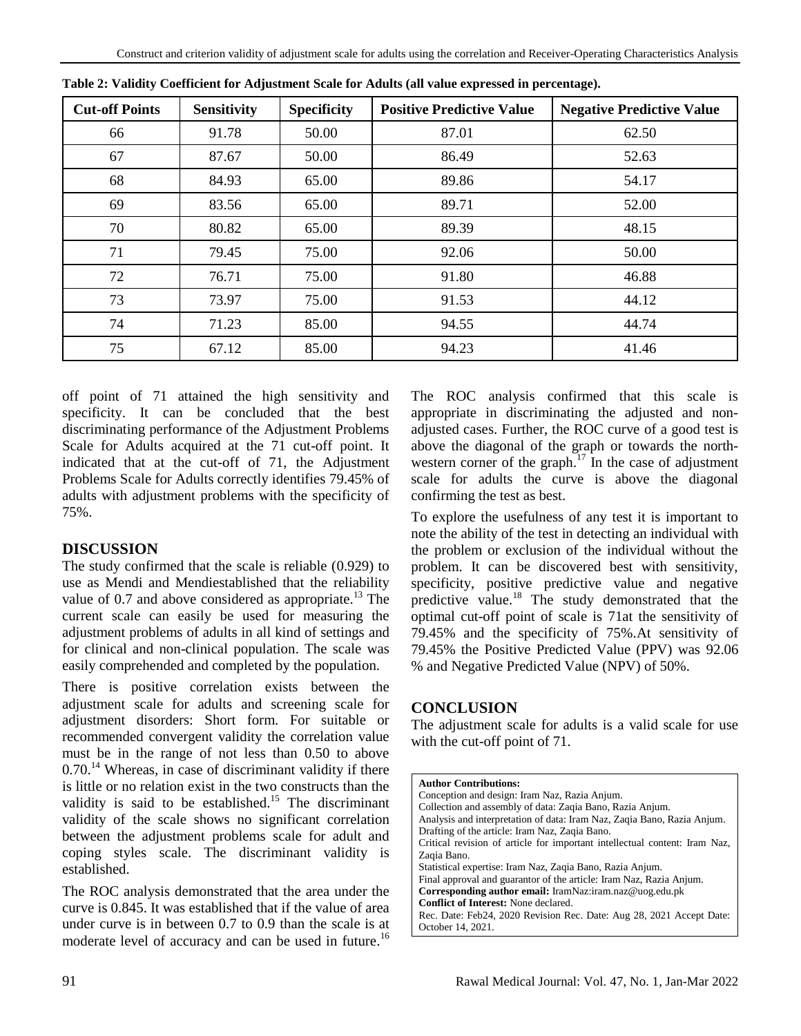**Table 2: Validity Coefficient for Adjustment Scale for Adults (all value expressed in percentage).**

| Cut-off Points | Sensitivity | Specificity | Positive Predictive Value | Negative Predictive Value |
|---|---|---|---|---|
| 66 | 91.78 | 50.00 | 87.01 | 62.50 |
| 67 | 87.67 | 50.00 | 86.49 | 52.63 |
| 68 | 84.93 | 65.00 | 89.86 | 54.17 |
| 69 | 83.56 | 65.00 | 89.71 | 52.00 |
| 70 | 80.82 | 65.00 | 89.39 | 48.15 |
| 71 | 79.45 | 75.00 | 92.06 | 50.00 |
| 72 | 76.71 | 75.00 | 91.80 | 46.88 |
| 73 | 73.97 | 75.00 | 91.53 | 44.12 |
| 74 | 71.23 | 85.00 | 94.55 | 44.74 |
| 75 | 67.12 | 85.00 | 94.23 | 41.46 |

off point of 71 attained the high sensitivity and specificity. It can be concluded that the best discriminating performance of the Adjustment Problems Scale for Adults acquired at the 71 cut-off point. It indicated that at the cut-off of 71, the Adjustment Problems Scale for Adults correctly identifies 79.45% of adults with adjustment problems with the specificity of 75%.

## DISCUSSION

The study confirmed that the scale is reliable (0.929) to use as Mendi and Mendiestablished that the reliability value of 0.7 and above considered as appropriate.[13] The current scale can easily be used for measuring the adjustment problems of adults in all kind of settings and for clinical and non-clinical population. The scale was easily comprehended and completed by the population.

There is positive correlation exists between the adjustment scale for adults and screening scale for adjustment disorders: Short form. For suitable or recommended convergent validity the correlation value must be in the range of not less than 0.50 to above 0.70.[14] Whereas, in case of discriminant validity if there is little or no relation exist in the two constructs than the validity is said to be established.[15] The discriminant validity of the scale shows no significant correlation between the adjustment problems scale for adult and coping styles scale. The discriminant validity is established.

The ROC analysis demonstrated that the area under the curve is 0.845. It was established that if the value of area under curve is in between 0.7 to 0.9 than the scale is at moderate level of accuracy and can be used in future.[16] The ROC analysis confirmed that this scale is appropriate in discriminating the adjusted and non-adjusted cases. Further, the ROC curve of a good test is above the diagonal of the graph or towards the north-western corner of the graph.[17] In the case of adjustment scale for adults the curve is above the diagonal confirming the test as best.

To explore the usefulness of any test it is important to note the ability of the test in detecting an individual with the problem or exclusion of the individual without the problem. It can be discovered best with sensitivity, specificity, positive predictive value and negative predictive value.[18] The study demonstrated that the optimal cut-off point of scale is 71at the sensitivity of 79.45% and the specificity of 75%.At sensitivity of 79.45% the Positive Predicted Value (PPV) was 92.06 % and Negative Predicted Value (NPV) of 50%.

## CONCLUSION

The adjustment scale for adults is a valid scale for use with the cut-off point of 71.

**Author Contributions:**
Conception and design: Iram Naz, Razia Anjum.
Collection and assembly of data: Zaqia Bano, Razia Anjum.
Analysis and interpretation of data: Iram Naz, Zaqia Bano, Razia Anjum.
Drafting of the article: Iram Naz, Zaqia Bano.
Critical revision of article for important intellectual content: Iram Naz, Zaqia Bano.
Statistical expertise: Iram Naz, Zaqia Bano, Razia Anjum.
Final approval and guarantor of the article: Iram Naz, Razia Anjum.
**Corresponding author email:** IramNaz:iram.naz@uog.edu.pk
**Conflict of Interest:** None declared.
Rec. Date: Feb24, 2020 Revision Rec. Date: Aug 28, 2021 Accept Date: October 14, 2021.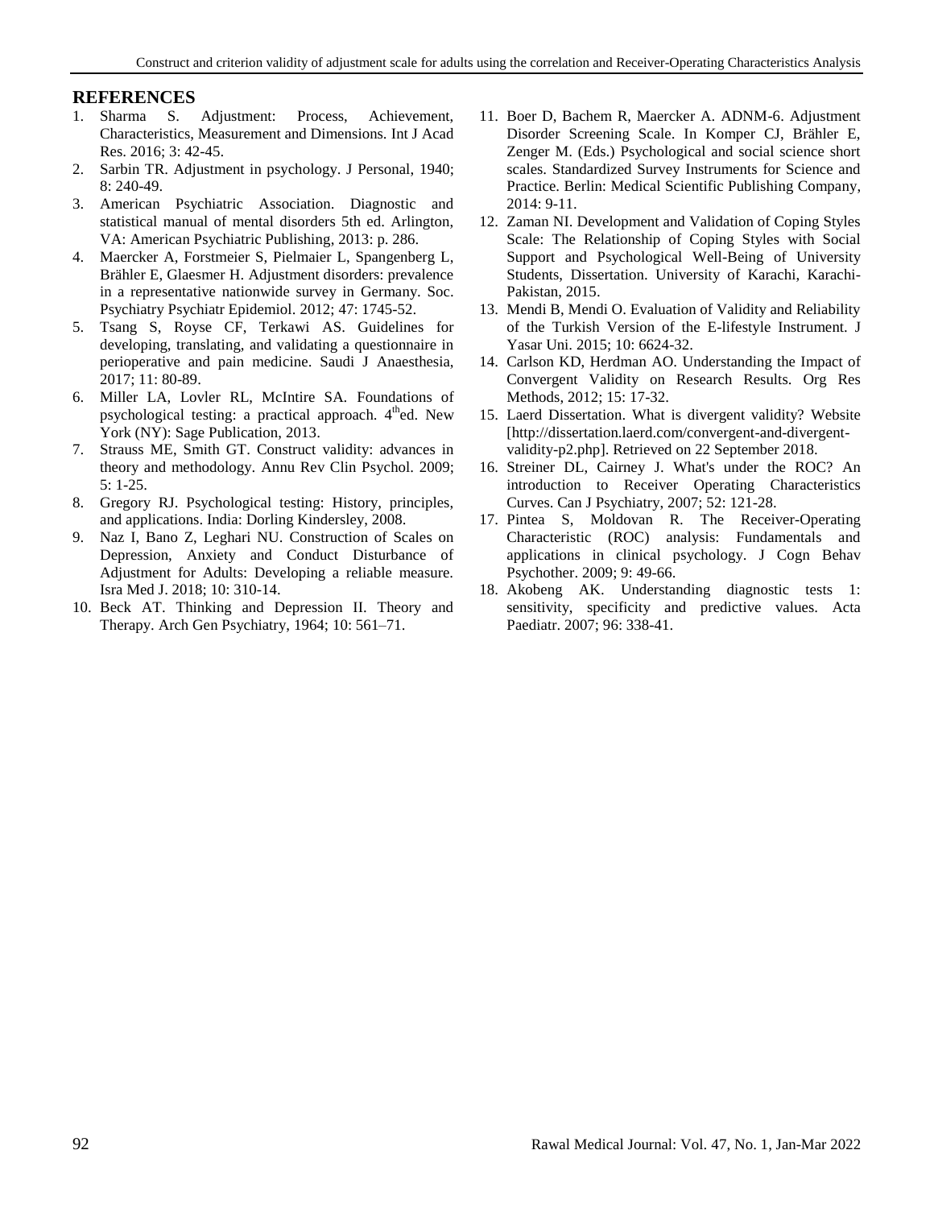## REFERENCES

1. Sharma S. Adjustment: Process, Achievement, Characteristics, Measurement and Dimensions. Int J Acad Res. 2016; 3: 42-45.
2. Sarbin TR. Adjustment in psychology. J Personal, 1940; 8: 240-49.
3. American Psychiatric Association. Diagnostic and statistical manual of mental disorders 5th ed. Arlington, VA: American Psychiatric Publishing, 2013: p. 286.
4. Maercker A, Forstmeier S, Pielmaier L, Spangenberg L, Brähler E, Glaesmer H. Adjustment disorders: prevalence in a representative nationwide survey in Germany. Soc. Psychiatry Psychiatr Epidemiol. 2012; 47: 1745-52.
5. Tsang S, Royse CF, Terkawi AS. Guidelines for developing, translating, and validating a questionnaire in perioperative and pain medicine. Saudi J Anaesthesia, 2017; 11: 80-89.
6. Miller LA, Lovler RL, McIntire SA. Foundations of psychological testing: a practical approach. 4th ed. New York (NY): Sage Publication, 2013.
7. Strauss ME, Smith GT. Construct validity: advances in theory and methodology. Annu Rev Clin Psychol. 2009; 5: 1-25.
8. Gregory RJ. Psychological testing: History, principles, and applications. India: Dorling Kindersley, 2008.
9. Naz I, Bano Z, Leghari NU. Construction of Scales on Depression, Anxiety and Conduct Disturbance of Adjustment for Adults: Developing a reliable measure. Isra Med J. 2018; 10: 310-14.
10. Beck AT. Thinking and Depression II. Theory and Therapy. Arch Gen Psychiatry, 1964; 10: 561–71.
11. Boer D, Bachem R, Maercker A. ADNM-6. Adjustment Disorder Screening Scale. In Komper CJ, Brähler E, Zenger M. (Eds.) Psychological and social science short scales. Standardized Survey Instruments for Science and Practice. Berlin: Medical Scientific Publishing Company, 2014: 9-11.
12. Zaman NI. Development and Validation of Coping Styles Scale: The Relationship of Coping Styles with Social Support and Psychological Well-Being of University Students, Dissertation. University of Karachi, Karachi-Pakistan, 2015.
13. Mendi B, Mendi O. Evaluation of Validity and Reliability of the Turkish Version of the E-lifestyle Instrument. J Yasar Uni. 2015; 10: 6624-32.
14. Carlson KD, Herdman AO. Understanding the Impact of Convergent Validity on Research Results. Org Res Methods, 2012; 15: 17-32.
15. Laerd Dissertation. What is divergent validity? Website [http://dissertation.laerd.com/convergent-and-divergent-validity-p2.php]. Retrieved on 22 September 2018.
16. Streiner DL, Cairney J. What's under the ROC? An introduction to Receiver Operating Characteristics Curves. Can J Psychiatry, 2007; 52: 121-28.
17. Pintea S, Moldovan R. The Receiver-Operating Characteristic (ROC) analysis: Fundamentals and applications in clinical psychology. J Cogn Behav Psychother. 2009; 9: 49-66.
18. Akobeng AK. Understanding diagnostic tests 1: sensitivity, specificity and predictive values. Acta Paediatr. 2007; 96: 338-41.